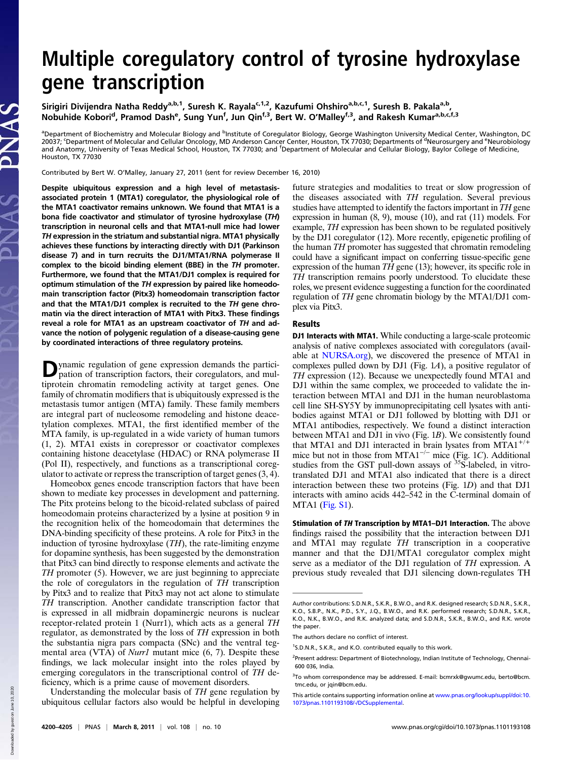# Multiple coregulatory control of tyrosine hydroxylase gene transcription

Sirigiri Divijendra Natha Reddy[a,b,1], Suresh K. Rayala[c,1,2], Kazufumi Ohshiro[a,b,c,1], Suresh B. Pakala[a,b], Nobuhide Kobori[d], Pramod Dash[e], Sung Yun[f], Jun Qin[f,3], Bert W. O'Malley[f,3], and Rakesh Kumar[a,b,c,f,3]

[a]Department of Biochemistry and Molecular Biology and [b]Institute of Coregulator Biology, George Washington University Medical Center, Washington, DC 20037; [c]Department of Molecular and Cellular Oncology, MD Anderson Cancer Center, Houston, TX 77030; Departments of [d]Neurosurgery and [e]Neurobiology and Anatomy, University of Texas Medical School, Houston, TX 77030; and [f]Department of Molecular and Cellular Biology, Baylor College of Medicine, Houston, TX 77030

Contributed by Bert W. O'Malley, January 27, 2011 (sent for review December 16, 2010)

**Despite ubiquitous expression and a high level of metastasis-associated protein 1 (MTA1) coregulator, the physiological role of the MTA1 coactivator remains unknown. We found that MTA1 is a bona fide coactivator and stimulator of tyrosine hydroxylase (*TH*) transcription in neuronal cells and that MTA1-null mice had lower *TH* expression in the striatum and substantial nigra. MTA1 physically achieves these functions by interacting directly with DJ1 (Parkinson disease 7) and in turn recruits the DJ1/MTA1/RNA polymerase II complex to the bicoid binding element (BBE) in the *TH* promoter. Furthermore, we found that the MTA1/DJ1 complex is required for optimum stimulation of the *TH* expression by paired like homeodomain transcription factor (Pitx3) homeodomain transcription factor and that the MTA1/DJ1 complex is recruited to the *TH* gene chromatin via the direct interaction of MTA1 with Pitx3. These findings reveal a role for MTA1 as an upstream coactivator of *TH* and advance the notion of polygenic regulation of a disease-causing gene by coordinated interactions of three regulatory proteins.**

Dynamic regulation of gene expression demands the participation of transcription factors, their coregulators, and multiprotein chromatin remodeling activity at target genes. One family of chromatin modifiers that is ubiquitously expressed is the metastasis tumor antigen (MTA) family. These family members are integral part of nucleosome remodeling and histone deacetylation complexes. MTA1, the first identified member of the MTA family, is up-regulated in a wide variety of human tumors (1, 2). MTA1 exists in corepressor or coactivator complexes containing histone deacetylase (HDAC) or RNA polymerase II (Pol II), respectively, and functions as a transcriptional coregulator to activate or repress the transcription of target genes (3, 4).

Homeobox genes encode transcription factors that have been shown to mediate key processes in development and patterning. The Pitx proteins belong to the bicoid-related subclass of paired homeodomain proteins characterized by a lysine at position 9 in the recognition helix of the homeodomain that determines the DNA-binding specificity of these proteins. A role for Pitx3 in the induction of tyrosine hydroxylase (*TH*), the rate-limiting enzyme for dopamine synthesis, has been suggested by the demonstration that Pitx3 can bind directly to response elements and activate the *TH* promoter (5). However, we are just beginning to appreciate the role of coregulators in the regulation of *TH* transcription by Pitx3 and to realize that Pitx3 may not act alone to stimulate *TH* transcription. Another candidate transcription factor that is expressed in all midbrain dopaminergic neurons is nuclear receptor-related protein 1 (Nurr1), which acts as a general *TH* regulator, as demonstrated by the loss of *TH* expression in both the substantia nigra pars compacta (SNc) and the ventral tegmental area (VTA) of *Nurr1* mutant mice (6, 7). Despite these findings, we lack molecular insight into the roles played by emerging coregulators in the transcriptional control of *TH* deficiency, which is a prime cause of movement disorders.

Understanding the molecular basis of *TH* gene regulation by ubiquitous cellular factors also would be helpful in developing future strategies and modalities to treat or slow progression of the diseases associated with *TH* regulation. Several previous studies have attempted to identify the factors important in *TH* gene expression in human (8, 9), mouse (10), and rat (11) models. For example, *TH* expression has been shown to be regulated positively by the DJ1 coregulator (12). More recently, epigenetic profiling of the human *TH* promoter has suggested that chromatin remodeling could have a significant impact on conferring tissue-specific gene expression of the human *TH* gene (13); however, its specific role in *TH* transcription remains poorly understood. To elucidate these roles, we present evidence suggesting a function for the coordinated regulation of *TH* gene chromatin biology by the MTA1/DJ1 complex via Pitx3.

## Results

**DJ1 Interacts with MTA1.** While conducting a large-scale proteomic analysis of native complexes associated with coregulators (available at NURSA.org), we discovered the presence of MTA1 in complexes pulled down by DJ1 (Fig. 1*A*), a positive regulator of *TH* expression (12). Because we unexpectedly found MTA1 and DJ1 within the same complex, we proceeded to validate the interaction between MTA1 and DJ1 in the human neuroblastoma cell line SH-SY5Y by immunoprecipitating cell lysates with antibodies against MTA1 or DJ1 followed by blotting with DJ1 or MTA1 antibodies, respectively. We found a distinct interaction between MTA1 and DJ1 in vivo (Fig. 1*B*). We consistently found that MTA1 and DJ1 interacted in brain lysates from MTA1$^{+/+}$ mice but not in those from MTA1$^{-/-}$ mice (Fig. 1*C*). Additional studies from the GST pull-down assays of $^{35}$S-labeled, in vitro-translated DJ1 and MTA1 also indicated that there is a direct interaction between these two proteins (Fig. 1*D*) and that DJ1 interacts with amino acids 442–542 in the C-terminal domain of MTA1 (Fig. S1).

**Stimulation of *TH* Transcription by MTA1–DJ1 Interaction.** The above findings raised the possibility that the interaction between DJ1 and MTA1 may regulate *TH* transcription in a cooperative manner and that the DJ1/MTA1 coregulator complex might serve as a mediator of the DJ1 regulation of *TH* expression. A previous study revealed that DJ1 silencing down-regulates TH

---

Author contributions: S.D.N.R., S.K.R., B.W.O., and R.K. designed research; S.D.N.R., S.K.R., K.O., S.B.P., N.K., P.D., S.Y., J.Q., B.W.O., and R.K. performed research; S.D.N.R., S.K.R., K.O., N.K., B.W.O., and R.K. analyzed data; and S.D.N.R., S.K.R., B.W.O., and R.K. wrote the paper.

The authors declare no conflict of interest.

[1]S.D.N.R., S.K.R., and K.O. contributed equally to this work.

[2]Present address: Department of Biotechnology, Indian Institute of Technology, Chennai-600 036, India.

[3]To whom correspondence may be addressed. E-mail: bcmrxk@gwumc.edu, berto@bcm.tmc.edu, or jqin@bcm.edu.

This article contains supporting information online at www.pnas.org/lookup/suppl/doi:10.1073/pnas.1101193108/-/DCSupplemental.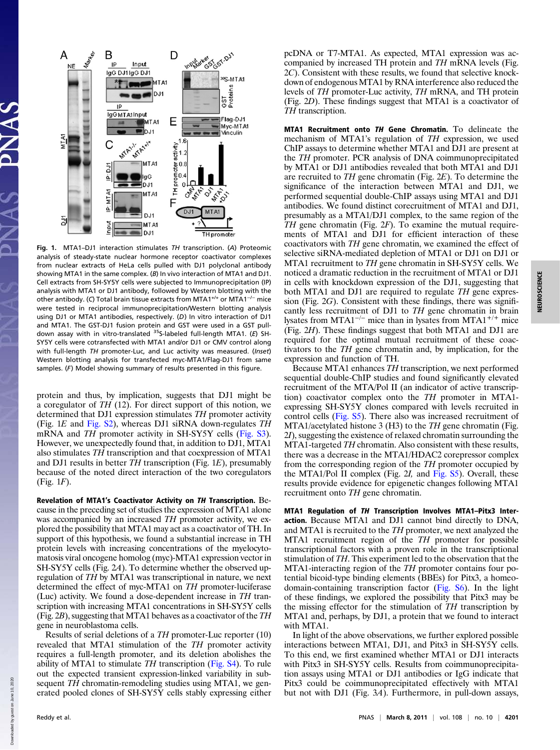**Fig. 1.** MTA1–DJ1 interaction stimulates *TH* transcription. (*A*) Proteomic analysis of steady-state nuclear hormone receptor coactivator complexes from nuclear extracts of HeLa cells pulled with DJ1 polyclonal antibody showing MTA1 in the same complex. (*B*) In vivo interaction of MTA1 and DJ1. Cell extracts from SH-SY5Y cells were subjected to Immunoprecipitation (IP) analysis with MTA1 or DJ1 antibody, followed by Western blotting with the other antibody. (*C*) Total brain tissue extracts from MTA1$^{+/+}$ or MTA1$^{-/-}$ mice were tested in reciprocal immunoprecipitation/Western blotting analysis using DJ1 or MTA1 antibodies, respectively. (*D*) In vitro interaction of DJ1 and MTA1. The GST-DJ1 fusion protein and GST were used in a GST pull-down assay with in vitro-translated $^{35}$S-labeled full-length MTA1. (*E*) SH-SY5Y cells were cotransfected with MTA1 and/or DJ1 or CMV control along with full-length *TH* promoter-Luc, and Luc activity was measured. (*Inset*) Western blotting analysis for transfected myc-MTA1/Flag-DJ1 from same samples. (*F*) Model showing summary of results presented in this figure.

protein and thus, by implication, suggests that DJ1 might be a coregulator of *TH* (12). For direct support of this notion, we determined that DJ1 expression stimulates *TH* promoter activity (Fig. 1*E* and Fig. S2), whereas DJ1 siRNA down-regulates *TH* mRNA and *TH* promoter activity in SH-SY5Y cells (Fig. S3). However, we unexpectedly found that, in addition to DJ1, MTA1 also stimulates *TH* transcription and that coexpression of MTA1 and DJ1 results in better *TH* transcription (Fig. 1*E*), presumably because of the noted direct interaction of the two coregulators (Fig. 1*F*).

**Revelation of MTA1's Coactivator Activity on *TH* Transcription.** Because in the preceding set of studies the expression of MTA1 alone was accompanied by an increased *TH* promoter activity, we explored the possibility that MTA1 may act as a coactivator of TH. In support of this hypothesis, we found a substantial increase in TH protein levels with increasing concentrations of the myelocytomatosis viral oncogene homolog (myc)-MTA1 expression vector in SH-SY5Y cells (Fig. 2*A*). To determine whether the observed up-regulation of *TH* by MTA1 was transcriptional in nature, we next determined the effect of myc-MTA1 on *TH* promoter-luciferase (Luc) activity. We found a dose-dependent increase in *TH* transcription with increasing MTA1 concentrations in SH-SY5Y cells (Fig. 2*B*), suggesting that MTA1 behaves as a coactivator of the *TH* gene in neuroblastoma cells.

Results of serial deletions of a *TH* promoter-Luc reporter (10) revealed that MTA1 stimulation of the *TH* promoter activity requires a full-length promoter, and its deletion abolishes the ability of MTA1 to stimulate *TH* transcription (Fig. S4). To rule out the expected transient expression-linked variability in subsequent *TH* chromatin-remodeling studies using MTA1, we generated pooled clones of SH-SY5Y cells stably expressing either pcDNA or T7-MTA1. As expected, MTA1 expression was accompanied by increased TH protein and *TH* mRNA levels (Fig. 2*C*). Consistent with these results, we found that selective knock-down of endogenous MTA1 by RNA interference also reduced the levels of *TH* promoter-Luc activity, *TH* mRNA, and TH protein (Fig. 2*D*). These findings suggest that MTA1 is a coactivator of *TH* transcription.

**MTA1 Recruitment onto *TH* Gene Chromatin.** To delineate the mechanism of MTA1's regulation of *TH* expression, we used ChIP assays to determine whether MTA1 and DJ1 are present at the *TH* promoter. PCR analysis of DNA coimmunoprecipitated by MTA1 or DJ1 antibodies revealed that both MTA1 and DJ1 are recruited to *TH* gene chromatin (Fig. 2*E*). To determine the significance of the interaction between MTA1 and DJ1, we performed sequential double-ChIP assays using MTA1 and DJ1 antibodies. We found distinct corecruitment of MTA1 and DJ1, presumably as a MTA1/DJ1 complex, to the same region of the *TH* gene chromatin (Fig. 2*F*). To examine the mutual requirements of MTA1 and DJ1 for efficient interaction of these coactivators with *TH* gene chromatin, we examined the effect of selective siRNA-mediated depletion of MTA1 or DJ1 on DJ1 or MTA1 recruitment to *TH* gene chromatin in SH-SY5Y cells. We noticed a dramatic reduction in the recruitment of MTA1 or DJ1 in cells with knockdown expression of the DJ1, suggesting that both MTA1 and DJ1 are required to regulate *TH* gene expression (Fig. 2*G*). Consistent with these findings, there was significantly less recruitment of DJ1 to *TH* gene chromatin in brain lysates from MTA1$^{-/-}$ mice than in lysates from MTA1$^{+/+}$ mice (Fig. 2*H*). These findings suggest that both MTA1 and DJ1 are required for the optimal mutual recruitment of these coactivators to the *TH* gene chromatin and, by implication, for the expression and function of TH.

Because MTA1 enhances *TH* transcription, we next performed sequential double-ChIP studies and found significantly elevated recruitment of the MTA/Pol II (an indicator of active transcription) coactivator complex onto the *TH* promoter in MTA1-expressing SH-SY5Y clones compared with levels recruited in control cells (Fig. S5). There also was increased recruitment of MTA1/acetylated histone 3 (H3) to the *TH* gene chromatin (Fig. 2*I*), suggesting the existence of relaxed chromatin surrounding the MTA1-targeted *TH* chromatin. Also consistent with these results, there was a decrease in the MTA1/HDAC2 corepressor complex from the corresponding region of the *TH* promoter occupied by the MTA1/Pol II complex (Fig. 2*I*, and Fig. S5). Overall, these results provide evidence for epigenetic changes following MTA1 recruitment onto *TH* gene chromatin.

**MTA1 Regulation of *TH* Transcription Involves MTA1–Pitx3 Interaction.** Because MTA1 and DJ1 cannot bind directly to DNA, and MTA1 is recruited to the *TH* promoter, we next analyzed the MTA1 recruitment region of the *TH* promoter for possible transcriptional factors with a proven role in the transcriptional stimulation of *TH*. This experiment led to the observation that the MTA1-interacting region of the *TH* promoter contains four potential bicoid-type binding elements (BBEs) for Pitx3, a homeodomain-containing transcription factor (Fig. S6). In the light of these findings, we explored the possibility that Pitx3 may be the missing effector for the stimulation of *TH* transcription by MTA1 and, perhaps, by DJ1, a protein that we found to interact with MTA1.

In light of the above observations, we further explored possible interactions between MTA1, DJ1, and Pitx3 in SH-SY5Y cells. To this end, we first examined whether MTA1 or DJ1 interacts with Pitx3 in SH-SY5Y cells. Results from coimmunoprecipitation assays using MTA1 or DJ1 antibodies or IgG indicate that Pitx3 could be coimmunoprecipitated effectively with MTA1 but not with DJ1 (Fig. 3*A*). Furthermore, in pull-down assays,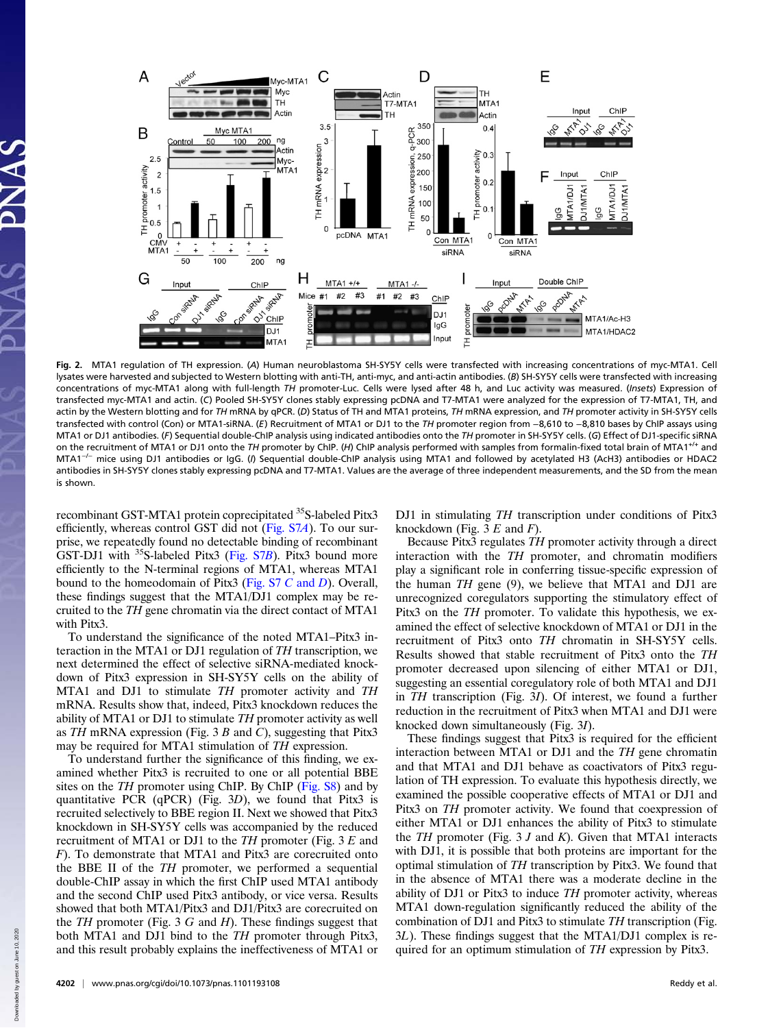**Fig. 2.** MTA1 regulation of TH expression. (*A*) Human neuroblastoma SH-SY5Y cells were transfected with increasing concentrations of myc-MTA1. Cell lysates were harvested and subjected to Western blotting with anti-TH, anti-myc, and anti-actin antibodies. (*B*) SH-SY5Y cells were transfected with increasing concentrations of myc-MTA1 along with full-length *TH* promoter-Luc. Cells were lysed after 48 h, and Luc activity was measured. (*Insets*) Expression of transfected myc-MTA1 and actin. (*C*) Pooled SH-SY5Y clones stably expressing pcDNA and T7-MTA1 were analyzed for the expression of T7-MTA1, TH, and actin by the Western blotting and for *TH* mRNA by qPCR. (*D*) Status of TH and MTA1 proteins, *TH* mRNA expression, and *TH* promoter activity in SH-SY5Y cells transfected with control (Con) or MTA1-siRNA. (*E*) Recruitment of MTA1 or DJ1 to the *TH* promoter region from −8,610 to −8,810 bases by ChIP assays using MTA1 or DJ1 antibodies. (*F*) Sequential double-ChIP analysis using indicated antibodies onto the *TH* promoter in SH-SY5Y cells. (*G*) Effect of DJ1-specific siRNA on the recruitment of MTA1 or DJ1 onto the *TH* promoter by ChIP. (*H*) ChIP analysis performed with samples from formalin-fixed total brain of MTA1$^{+/+}$ and MTA1$^{-/-}$ mice using DJ1 antibodies or IgG. (*I*) Sequential double-ChIP analysis using MTA1 and followed by acetylated H3 (AcH3) antibodies or HDAC2 antibodies in SH-SY5Y clones stably expressing pcDNA and T7-MTA1. Values are the average of three independent measurements, and the SD from the mean is shown.

recombinant GST-MTA1 protein coprecipitated $^{35}$S-labeled Pitx3 efficiently, whereas control GST did not (Fig. S7*A*). To our surprise, we repeatedly found no detectable binding of recombinant GST-DJ1 with $^{35}$S-labeled Pitx3 (Fig. S7*B*). Pitx3 bound more efficiently to the N-terminal regions of MTA1, whereas MTA1 bound to the homeodomain of Pitx3 (Fig. S7 *C* and *D*). Overall, these findings suggest that the MTA1/DJ1 complex may be recruited to the *TH* gene chromatin via the direct contact of MTA1 with Pitx3.

To understand the significance of the noted MTA1–Pitx3 interaction in the MTA1 or DJ1 regulation of *TH* transcription, we next determined the effect of selective siRNA-mediated knockdown of Pitx3 expression in SH-SY5Y cells on the ability of MTA1 and DJ1 to stimulate *TH* promoter activity and *TH* mRNA. Results show that, indeed, Pitx3 knockdown reduces the ability of MTA1 or DJ1 to stimulate *TH* promoter activity as well as *TH* mRNA expression (Fig. 3 *B* and *C*), suggesting that Pitx3 may be required for MTA1 stimulation of *TH* expression.

To understand further the significance of this finding, we examined whether Pitx3 is recruited to one or all potential BBE sites on the *TH* promoter using ChIP. By ChIP (Fig. S8) and by quantitative PCR (qPCR) (Fig. 3*D*), we found that Pitx3 is recruited selectively to BBE region II. Next we showed that Pitx3 knockdown in SH-SY5Y cells was accompanied by the reduced recruitment of MTA1 or DJ1 to the *TH* promoter (Fig. 3 *E* and *F*). To demonstrate that MTA1 and Pitx3 are corecruited onto the BBE II of the *TH* promoter, we performed a sequential double-ChIP assay in which the first ChIP used MTA1 antibody and the second ChIP used Pitx3 antibody, or vice versa. Results showed that both MTA1/Pitx3 and DJ1/Pitx3 are corecruited on the *TH* promoter (Fig. 3 *G* and *H*). These findings suggest that both MTA1 and DJ1 bind to the *TH* promoter through Pitx3, and this result probably explains the ineffectiveness of MTA1 or DJ1 in stimulating *TH* transcription under conditions of Pitx3 knockdown (Fig. 3 *E* and *F*).

Because Pitx3 regulates *TH* promoter activity through a direct interaction with the *TH* promoter, and chromatin modifiers play a significant role in conferring tissue-specific expression of the human *TH* gene (9), we believe that MTA1 and DJ1 are unrecognized coregulators supporting the stimulatory effect of Pitx3 on the *TH* promoter. To validate this hypothesis, we examined the effect of selective knockdown of MTA1 or DJ1 in the recruitment of Pitx3 onto *TH* chromatin in SH-SY5Y cells. Results showed that stable recruitment of Pitx3 onto the *TH* promoter decreased upon silencing of either MTA1 or DJ1, suggesting an essential coregulatory role of both MTA1 and DJ1 in *TH* transcription (Fig. 3*I*). Of interest, we found a further reduction in the recruitment of Pitx3 when MTA1 and DJ1 were knocked down simultaneously (Fig. 3*I*).

These findings suggest that Pitx3 is required for the efficient interaction between MTA1 or DJ1 and the *TH* gene chromatin and that MTA1 and DJ1 behave as coactivators of Pitx3 regulation of TH expression. To evaluate this hypothesis directly, we examined the possible cooperative effects of MTA1 or DJ1 and Pitx3 on *TH* promoter activity. We found that coexpression of either MTA1 or DJ1 enhances the ability of Pitx3 to stimulate the *TH* promoter (Fig. 3 *J* and *K*). Given that MTA1 interacts with DJ1, it is possible that both proteins are important for the optimal stimulation of *TH* transcription by Pitx3. We found that in the absence of MTA1 there was a moderate decline in the ability of DJ1 or Pitx3 to induce *TH* promoter activity, whereas MTA1 down-regulation significantly reduced the ability of the combination of DJ1 and Pitx3 to stimulate *TH* transcription (Fig. 3*L*). These findings suggest that the MTA1/DJ1 complex is required for an optimum stimulation of *TH* expression by Pitx3.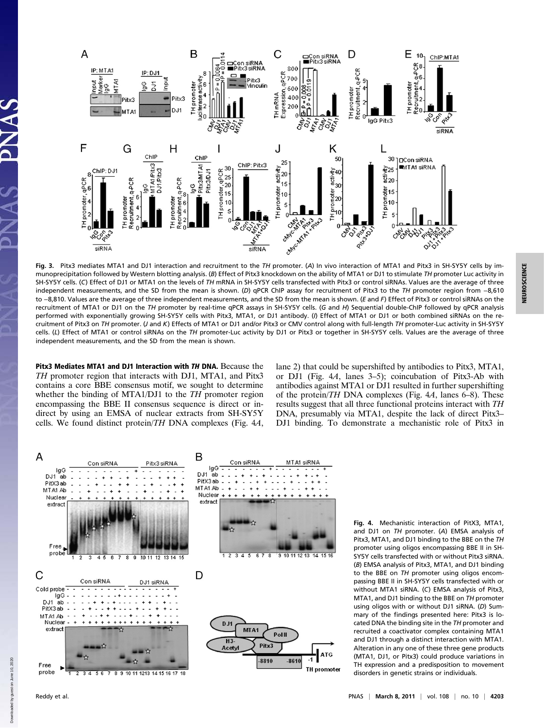**Fig. 3.** Pitx3 mediates MTA1 and DJ1 interaction and recruitment to the *TH* promoter. (*A*) In vivo interaction of MTA1 and Pitx3 in SH-SY5Y cells by immunoprecipitation followed by Western blotting analysis. (*B*) Effect of Pitx3 knockdown on the ability of MTA1 or DJ1 to stimulate *TH* promoter Luc activity in SH-SY5Y cells. (*C*) Effect of DJ1 or MTA1 on the levels of *TH* mRNA in SH-SY5Y cells transfected with Pitx3 or control siRNAs. Values are the average of three independent measurements, and the SD from the mean is shown. (*D*) qPCR ChIP assay for recruitment of Pitx3 to the *TH* promoter region from −8,610 to −8,810. Values are the average of three independent measurements, and the SD from the mean is shown. (*E* and *F*) Effect of Pitx3 or control siRNAs on the recruitment of MTA1 or DJ1 on the *TH* promoter by real-time qPCR assays in SH-SY5Y cells. (*G* and *H*) Sequential double-ChIP followed by qPCR analysis performed with exponentially growing SH-SY5Y cells with Pitx3, MTA1, or DJ1 antibody. (*I*) Effect of MTA1 or DJ1 or both combined siRNAs on the recruitment of Pitx3 on *TH* promoter. (*J* and *K*) Effects of MTA1 or DJ1 and/or Pitx3 or CMV control along with full-length *TH* promoter-Luc activity in SH-SY5Y cells. (*L*) Effect of MTA1 or control siRNAs on the *TH* promoter-Luc activity by DJ1 or Pitx3 or together in SH-SY5Y cells. Values are the average of three independent measurements, and the SD from the mean is shown.

**Pitx3 Mediates MTA1 and DJ1 Interaction with *TH* DNA.** Because the *TH* promoter region that interacts with DJ1, MTA1, and Pitx3 contains a core BBE consensus motif, we sought to determine whether the binding of MTA1/DJ1 to the *TH* promoter region encompassing the BBE II consensus sequence is direct or indirect by using an EMSA of nuclear extracts from SH-SY5Y cells. We found distinct protein/*TH* DNA complexes (Fig. 4*A*, lane 2) that could be supershifted by antibodies to Pitx3, MTA1, or DJ1 (Fig. 4*A*, lanes 3–5); coincubation of Pitx3-Ab with antibodies against MTA1 or DJ1 resulted in further supershifting of the protein/*TH* DNA complexes (Fig. 4*A*, lanes 6–8). These results suggest that all three functional proteins interact with *TH* DNA, presumably via MTA1, despite the lack of direct Pitx3–DJ1 binding. To demonstrate a mechanistic role of Pitx3 in

**Fig. 4.** Mechanistic interaction of PitX3, MTA1, and DJ1 on *TH* promoter. (*A*) EMSA analysis of Pitx3, MTA1, and DJ1 binding to the BBE on the *TH* promoter using oligos encompassing BBE II in SH-SY5Y cells transfected with or without Pitx3 siRNA. (*B*) EMSA analysis of Pitx3, MTA1, and DJ1 binding to the BBE on *TH* promoter using oligos encompassing BBE II in SH-SY5Y cells transfected with or without MTA1 siRNA. (*C*) EMSA analysis of Pitx3, MTA1, and DJ1 binding to the BBE on *TH* promoter using oligos with or without DJ1 siRNA. (*D*) Summary of the findings presented here: Pitx3 is located DNA the binding site in the *TH* promoter and recruited a coactivator complex containing MTA1 and DJ1 through a distinct interaction with MTA1. Alteration in any one of these three gene products (MTA1, DJ1, or Pitx3) could produce variations in TH expression and a predisposition to movement disorders in genetic strains or individuals.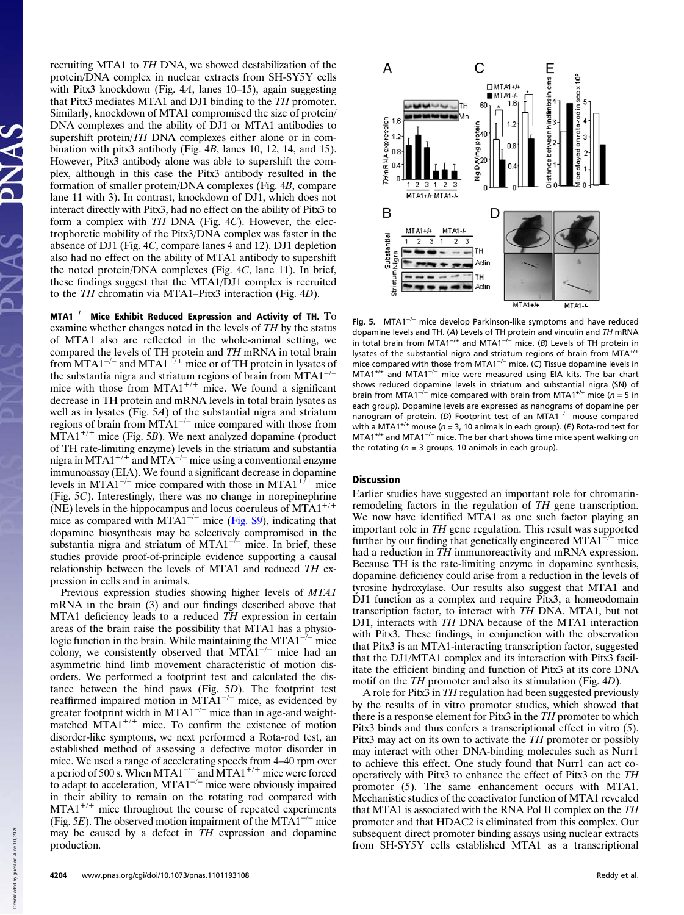recruiting MTA1 to *TH* DNA, we showed destabilization of the protein/DNA complex in nuclear extracts from SH-SY5Y cells with Pitx3 knockdown (Fig. 4*A*, lanes 10–15), again suggesting that Pitx3 mediates MTA1 and DJ1 binding to the *TH* promoter. Similarly, knockdown of MTA1 compromised the size of protein/DNA complexes and the ability of DJ1 or MTA1 antibodies to supershift protein/*TH* DNA complexes either alone or in combination with pitx3 antibody (Fig. 4*B*, lanes 10, 12, 14, and 15). However, Pitx3 antibody alone was able to supershift the complex, although in this case the Pitx3 antibody resulted in the formation of smaller protein/DNA complexes (Fig. 4*B*, compare lane 11 with 3). In contrast, knockdown of DJ1, which does not interact directly with Pitx3, had no effect on the ability of Pitx3 to form a complex with *TH* DNA (Fig. 4*C*). However, the electrophoretic mobility of the Pitx3/DNA complex was faster in the absence of DJ1 (Fig. 4*C*, compare lanes 4 and 12). DJ1 depletion also had no effect on the ability of MTA1 antibody to supershift the noted protein/DNA complexes (Fig. 4*C*, lane 11). In brief, these findings suggest that the MTA1/DJ1 complex is recruited to the *TH* chromatin via MTA1–Pitx3 interaction (Fig. 4*D*).

**MTA1$^{-/-}$ Mice Exhibit Reduced Expression and Activity of TH.** To examine whether changes noted in the levels of *TH* by the status of MTA1 also are reflected in the whole-animal setting, we compared the levels of TH protein and *TH* mRNA in total brain from MTA1$^{-/-}$ and MTA1$^{+/+}$ mice or of TH protein in lysates of the substantia nigra and striatum regions of brain from MTA1$^{-/-}$ mice with those from MTA1$^{+/+}$ mice. We found a significant decrease in TH protein and mRNA levels in total brain lysates as well as in lysates (Fig. 5*A*) of the substantial nigra and striatum regions of brain from MTA1$^{-/-}$ mice compared with those from MTA1$^{+/+}$ mice (Fig. 5*B*). We next analyzed dopamine (product of TH rate-limiting enzyme) levels in the striatum and substantia nigra in MTA1$^{+/+}$ and MTA$^{-/-}$ mice using a conventional enzyme immunoassay (EIA). We found a significant decrease in dopamine levels in MTA1$^{-/-}$ mice compared with those in MTA1$^{+/+}$ mice (Fig. 5*C*). Interestingly, there was no change in norepinephrine (NE) levels in the hippocampus and locus coeruleus of MTA1$^{+/+}$ mice as compared with MTA1$^{-/-}$ mice (Fig. S9), indicating that dopamine biosynthesis may be selectively compromised in the substantia nigra and striatum of MTA1$^{-/-}$ mice. In brief, these studies provide proof-of-principle evidence supporting a causal relationship between the levels of MTA1 and reduced *TH* expression in cells and in animals.

Previous expression studies showing higher levels of *MTA1* mRNA in the brain (3) and our findings described above that MTA1 deficiency leads to a reduced *TH* expression in certain areas of the brain raise the possibility that MTA1 has a physiologic function in the brain. While maintaining the MTA1$^{-/-}$ mice colony, we consistently observed that MTA1$^{-/-}$ mice had an asymmetric hind limb movement characteristic of motion disorders. We performed a footprint test and calculated the distance between the hind paws (Fig. 5*D*). The footprint test reaffirmed impaired motion in MTA1$^{-/-}$ mice, as evidenced by greater footprint width in MTA1$^{-/-}$ mice than in age-and weight-matched MTA1$^{+/+}$ mice. To confirm the existence of motion disorder-like symptoms, we next performed a Rota-rod test, an established method of assessing a defective motor disorder in mice. We used a range of accelerating speeds from 4–40 rpm over a period of 500 s. When MTA1$^{-/-}$ and MTA1$^{+/+}$ mice were forced to adapt to acceleration, MTA1$^{-/-}$ mice were obviously impaired in their ability to remain on the rotating rod compared with MTA1$^{+/+}$ mice throughout the course of repeated experiments (Fig. 5*E*). The observed motion impairment of the MTA1$^{-/-}$ mice may be caused by a defect in *TH* expression and dopamine production.

**Fig. 5.** MTA1$^{-/-}$ mice develop Parkinson-like symptoms and have reduced dopamine levels and TH. (*A*) Levels of TH protein and vinculin and *TH* mRNA in total brain from MTA1$^{+/+}$ and MTA1$^{-/-}$ mice. (*B*) Levels of TH protein in lysates of the substantial nigra and striatum regions of brain from MTA$^{+/+}$ mice compared with those from MTA1$^{-/-}$ mice. (*C*) Tissue dopamine levels in MTA1$^{+/+}$ and MTA1$^{-/-}$ mice were measured using EIA kits. The bar chart shows reduced dopamine levels in striatum and substantial nigra (SN) of brain from MTA1$^{-/-}$ mice compared with brain from MTA1$^{+/+}$ mice (*n* = 5 in each group). Dopamine levels are expressed as nanograms of dopamine per nanogram of protein. (*D*) Footprint test of an MTA1$^{-/-}$ mouse compared with a MTA1$^{+/+}$ mouse (*n* = 3, 10 animals in each group). (*E*) Rota-rod test for MTA1$^{+/+}$ and MTA1$^{-/-}$ mice. The bar chart shows time mice spent walking on the rotating (*n* = 3 groups, 10 animals in each group).

## Discussion

Earlier studies have suggested an important role for chromatin-remodeling factors in the regulation of *TH* gene transcription. We now have identified MTA1 as one such factor playing an important role in *TH* gene regulation. This result was supported further by our finding that genetically engineered MTA1$^{-/-}$ mice had a reduction in *TH* immunoreactivity and mRNA expression. Because TH is the rate-limiting enzyme in dopamine synthesis, dopamine deficiency could arise from a reduction in the levels of tyrosine hydroxylase. Our results also suggest that MTA1 and DJ1 function as a complex and require Pitx3, a homeodomain transcription factor, to interact with *TH* DNA. MTA1, but not DJ1, interacts with *TH* DNA because of the MTA1 interaction with Pitx3. These findings, in conjunction with the observation that Pitx3 is an MTA1-interacting transcription factor, suggested that the DJ1/MTA1 complex and its interaction with Pitx3 facilitate the efficient binding and function of Pitx3 at its core DNA motif on the *TH* promoter and also its stimulation (Fig. 4*D*).

A role for Pitx3 in *TH* regulation had been suggested previously by the results of in vitro promoter studies, which showed that there is a response element for Pitx3 in the *TH* promoter to which Pitx3 binds and thus confers a transcriptional effect in vitro (5). Pitx3 may act on its own to activate the *TH* promoter or possibly may interact with other DNA-binding molecules such as Nurr1 to achieve this effect. One study found that Nurr1 can act cooperatively with Pitx3 to enhance the effect of Pitx3 on the *TH* promoter (5). The same enhancement occurs with MTA1. Mechanistic studies of the coactivator function of MTA1 revealed that MTA1 is associated with the RNA Pol II complex on the *TH* promoter and that HDAC2 is eliminated from this complex. Our subsequent direct promoter binding assays using nuclear extracts from SH-SY5Y cells established MTA1 as a transcriptional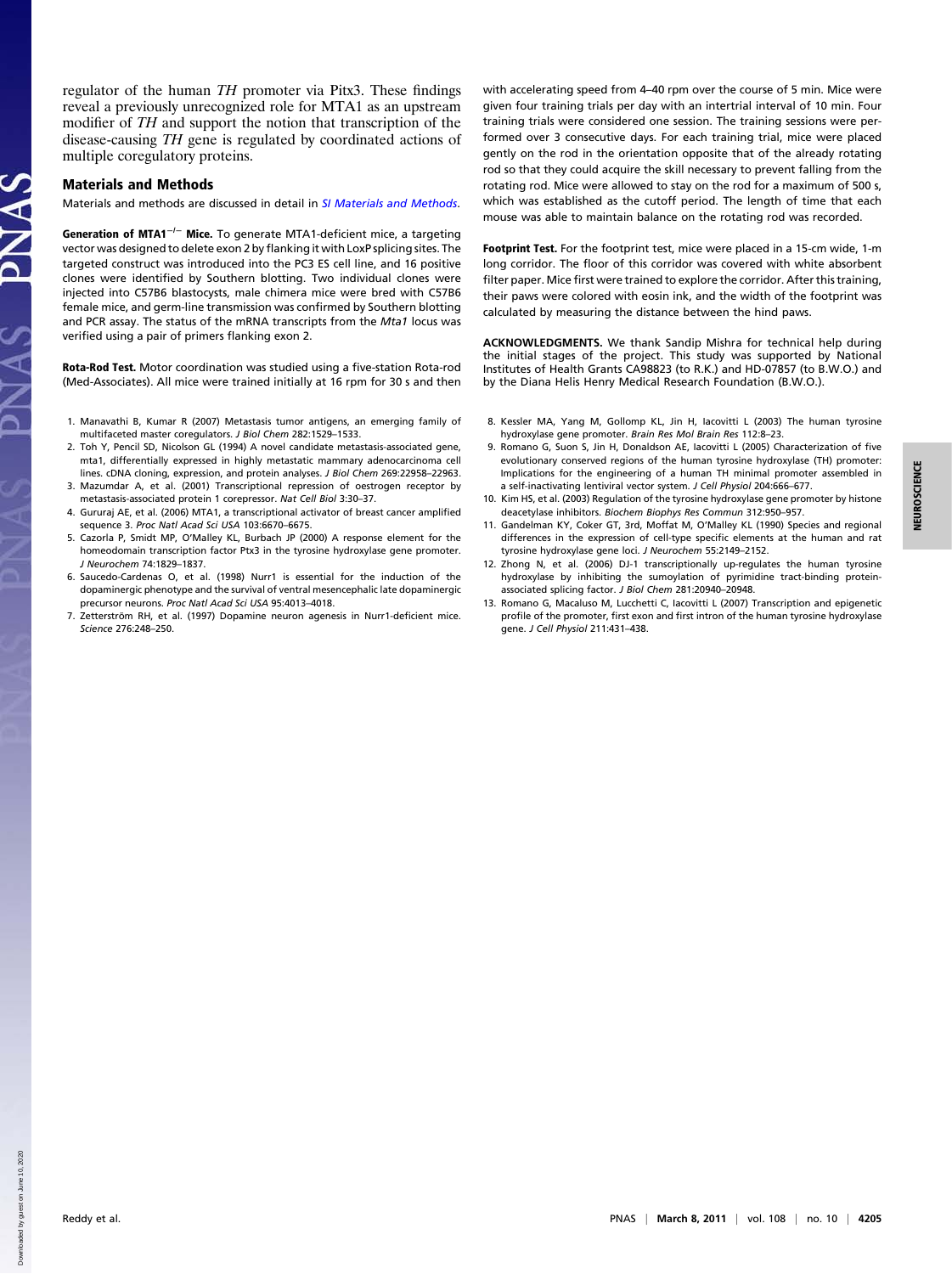regulator of the human *TH* promoter via Pitx3. These findings reveal a previously unrecognized role for MTA1 as an upstream modifier of *TH* and support the notion that transcription of the disease-causing *TH* gene is regulated by coordinated actions of multiple coregulatory proteins.

## Materials and Methods

Materials and methods are discussed in detail in *SI Materials and Methods*.

**Generation of MTA1$^{-/-}$ Mice.** To generate MTA1-deficient mice, a targeting vector was designed to delete exon 2 by flanking it with LoxP splicing sites. The targeted construct was introduced into the PC3 ES cell line, and 16 positive clones were identified by Southern blotting. Two individual clones were injected into C57B6 blastocysts, male chimera mice were bred with C57B6 female mice, and germ-line transmission was confirmed by Southern blotting and PCR assay. The status of the mRNA transcripts from the *Mta1* locus was verified using a pair of primers flanking exon 2.

**Rota-Rod Test.** Motor coordination was studied using a five-station Rota-rod (Med-Associates). All mice were trained initially at 16 rpm for 30 s and then with accelerating speed from 4–40 rpm over the course of 5 min. Mice were given four training trials per day with an intertrial interval of 10 min. Four training trials were considered one session. The training sessions were performed over 3 consecutive days. For each training trial, mice were placed gently on the rod in the orientation opposite that of the already rotating rod so that they could acquire the skill necessary to prevent falling from the rotating rod. Mice were allowed to stay on the rod for a maximum of 500 s, which was established as the cutoff period. The length of time that each mouse was able to maintain balance on the rotating rod was recorded.

**Footprint Test.** For the footprint test, mice were placed in a 15-cm wide, 1-m long corridor. The floor of this corridor was covered with white absorbent filter paper. Mice first were trained to explore the corridor. After this training, their paws were colored with eosin ink, and the width of the footprint was calculated by measuring the distance between the hind paws.

**ACKNOWLEDGMENTS.** We thank Sandip Mishra for technical help during the initial stages of the project. This study was supported by National Institutes of Health Grants CA98823 (to R.K.) and HD-07857 (to B.W.O.) and by the Diana Helis Henry Medical Research Foundation (B.W.O.).

1. Manavathi B, Kumar R (2007) Metastasis tumor antigens, an emerging family of multifaceted master coregulators. *J Biol Chem* 282:1529–1533.
2. Toh Y, Pencil SD, Nicolson GL (1994) A novel candidate metastasis-associated gene, mta1, differentially expressed in highly metastatic mammary adenocarcinoma cell lines. cDNA cloning, expression, and protein analyses. *J Biol Chem* 269:22958–22963.
3. Mazumdar A, et al. (2001) Transcriptional repression of oestrogen receptor by metastasis-associated protein 1 corepressor. *Nat Cell Biol* 3:30–37.
4. Gururaj AE, et al. (2006) MTA1, a transcriptional activator of breast cancer amplified sequence 3. *Proc Natl Acad Sci USA* 103:6670–6675.
5. Cazorla P, Smidt MP, O'Malley KL, Burbach JP (2000) A response element for the homeodomain transcription factor Ptx3 in the tyrosine hydroxylase gene promoter. *J Neurochem* 74:1829–1837.
6. Saucedo-Cardenas O, et al. (1998) Nurr1 is essential for the induction of the dopaminergic phenotype and the survival of ventral mesencephalic late dopaminergic precursor neurons. *Proc Natl Acad Sci USA* 95:4013–4018.
7. Zetterström RH, et al. (1997) Dopamine neuron agenesis in Nurr1-deficient mice. *Science* 276:248–250.
8. Kessler MA, Yang M, Gollomp KL, Jin H, Iacovitti L (2003) The human tyrosine hydroxylase gene promoter. *Brain Res Mol Brain Res* 112:8–23.
9. Romano G, Suon S, Jin H, Donaldson AE, Iacovitti L (2005) Characterization of five evolutionary conserved regions of the human tyrosine hydroxylase (TH) promoter: Implications for the engineering of a human TH minimal promoter assembled in a self-inactivating lentiviral vector system. *J Cell Physiol* 204:666–677.
10. Kim HS, et al. (2003) Regulation of the tyrosine hydroxylase gene promoter by histone deacetylase inhibitors. *Biochem Biophys Res Commun* 312:950–957.
11. Gandelman KY, Coker GT, 3rd, Moffat M, O'Malley KL (1990) Species and regional differences in the expression of cell-type specific elements at the human and rat tyrosine hydroxylase gene loci. *J Neurochem* 55:2149–2152.
12. Zhong N, et al. (2006) DJ-1 transcriptionally up-regulates the human tyrosine hydroxylase by inhibiting the sumoylation of pyrimidine tract-binding protein-associated splicing factor. *J Biol Chem* 281:20940–20948.
13. Romano G, Macaluso M, Lucchetti C, Iacovitti L (2007) Transcription and epigenetic profile of the promoter, first exon and first intron of the human tyrosine hydroxylase gene. *J Cell Physiol* 211:431–438.